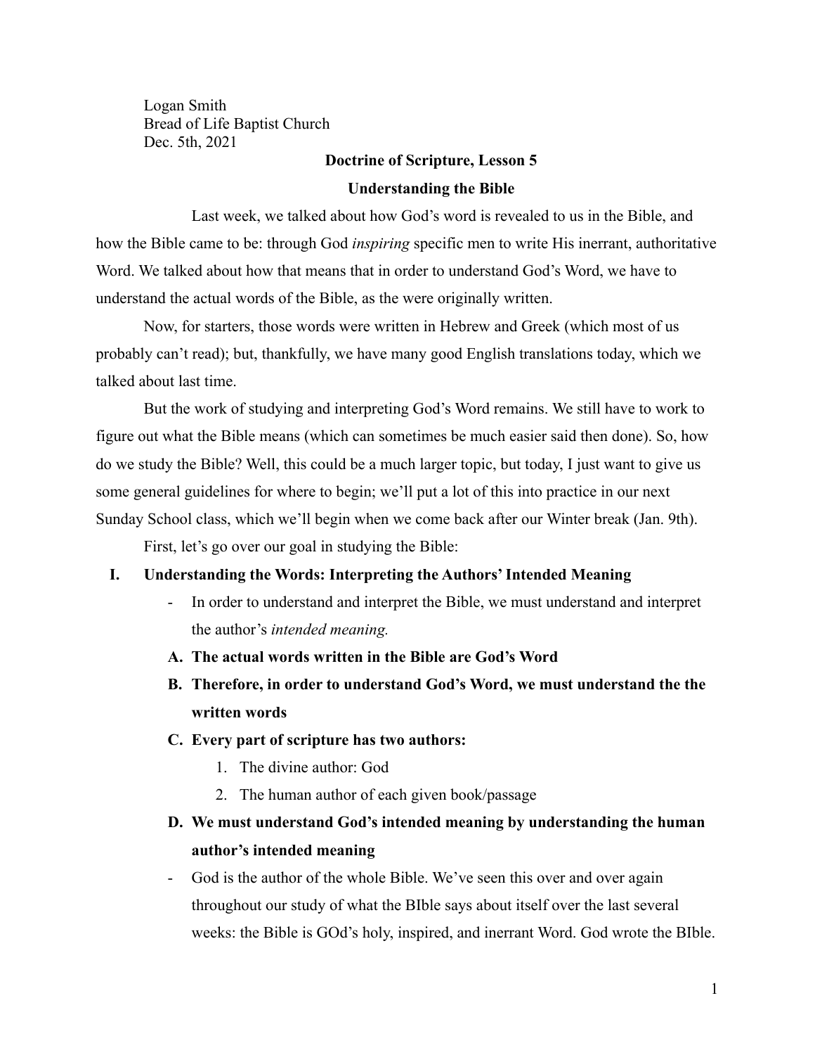Logan Smith
Bread of Life Baptist Church
Dec. 5th, 2021

**Doctrine of Scripture, Lesson 5**

**Understanding the Bible**

Last week, we talked about how God's word is revealed to us in the Bible, and how the Bible came to be: through God *inspiring* specific men to write His inerrant, authoritative Word. We talked about how that means that in order to understand God's Word, we have to understand the actual words of the Bible, as the were originally written.

Now, for starters, those words were written in Hebrew and Greek (which most of us probably can't read); but, thankfully, we have many good English translations today, which we talked about last time.

But the work of studying and interpreting God's Word remains. We still have to work to figure out what the Bible means (which can sometimes be much easier said then done). So, how do we study the Bible? Well, this could be a much larger topic, but today, I just want to give us some general guidelines for where to begin; we'll put a lot of this into practice in our next Sunday School class, which we'll begin when we come back after our Winter break (Jan. 9th).

First, let's go over our goal in studying the Bible:

**I. Understanding the Words: Interpreting the Authors' Intended Meaning**

- In order to understand and interpret the Bible, we must understand and interpret the author's *intended meaning.*

**A. The actual words written in the Bible are God's Word**

**B. Therefore, in order to understand God's Word, we must understand the the written words**

**C. Every part of scripture has two authors:**

1. The divine author: God
2. The human author of each given book/passage

**D. We must understand God's intended meaning by understanding the human author's intended meaning**

- God is the author of the whole Bible. We've seen this over and over again throughout our study of what the BIble says about itself over the last several weeks: the Bible is GOd's holy, inspired, and inerrant Word. God wrote the BIble.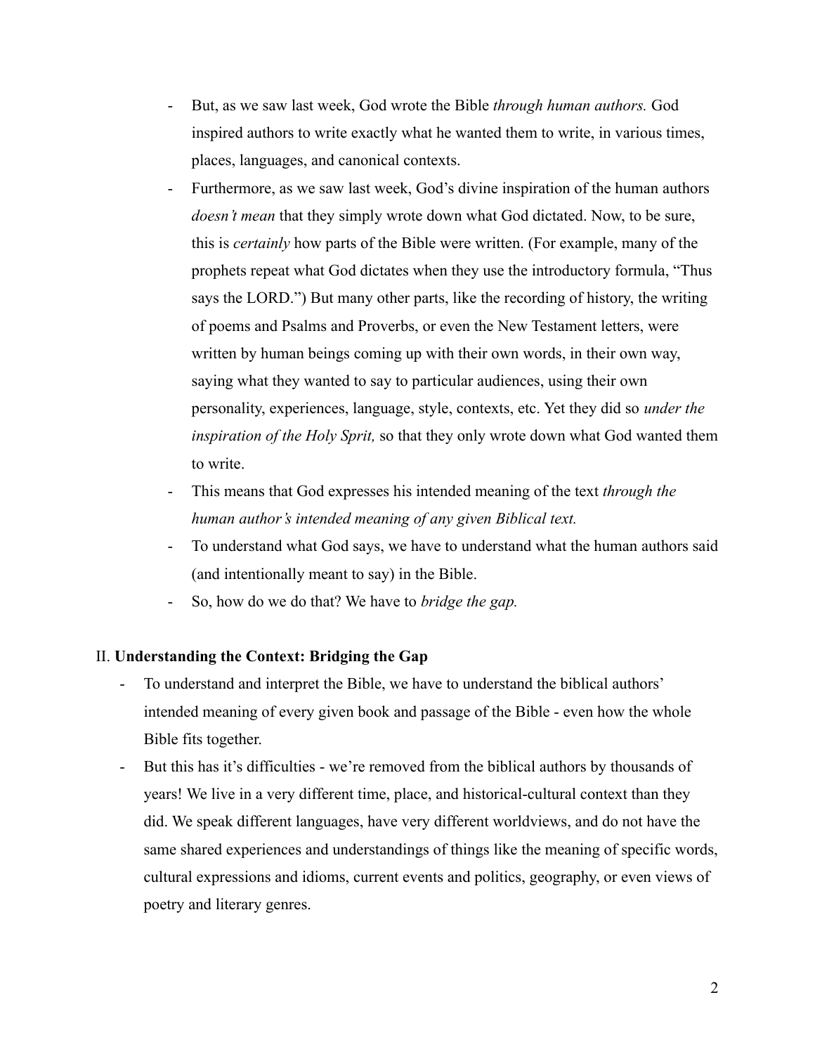- But, as we saw last week, God wrote the Bible *through human authors.* God inspired authors to write exactly what he wanted them to write, in various times, places, languages, and canonical contexts.
- Furthermore, as we saw last week, God's divine inspiration of the human authors *doesn't mean* that they simply wrote down what God dictated. Now, to be sure, this is *certainly* how parts of the Bible were written. (For example, many of the prophets repeat what God dictates when they use the introductory formula, "Thus says the LORD.") But many other parts, like the recording of history, the writing of poems and Psalms and Proverbs, or even the New Testament letters, were written by human beings coming up with their own words, in their own way, saying what they wanted to say to particular audiences, using their own personality, experiences, language, style, contexts, etc. Yet they did so *under the inspiration of the Holy Sprit,* so that they only wrote down what God wanted them to write.
- This means that God expresses his intended meaning of the text *through the human author's intended meaning of any given Biblical text.*
- To understand what God says, we have to understand what the human authors said (and intentionally meant to say) in the Bible.
- So, how do we do that? We have to *bridge the gap.*

## II. **Understanding the Context: Bridging the Gap**

- To understand and interpret the Bible, we have to understand the biblical authors' intended meaning of every given book and passage of the Bible - even how the whole Bible fits together.
- But this has it's difficulties - we're removed from the biblical authors by thousands of years! We live in a very different time, place, and historical-cultural context than they did. We speak different languages, have very different worldviews, and do not have the same shared experiences and understandings of things like the meaning of specific words, cultural expressions and idioms, current events and politics, geography, or even views of poetry and literary genres.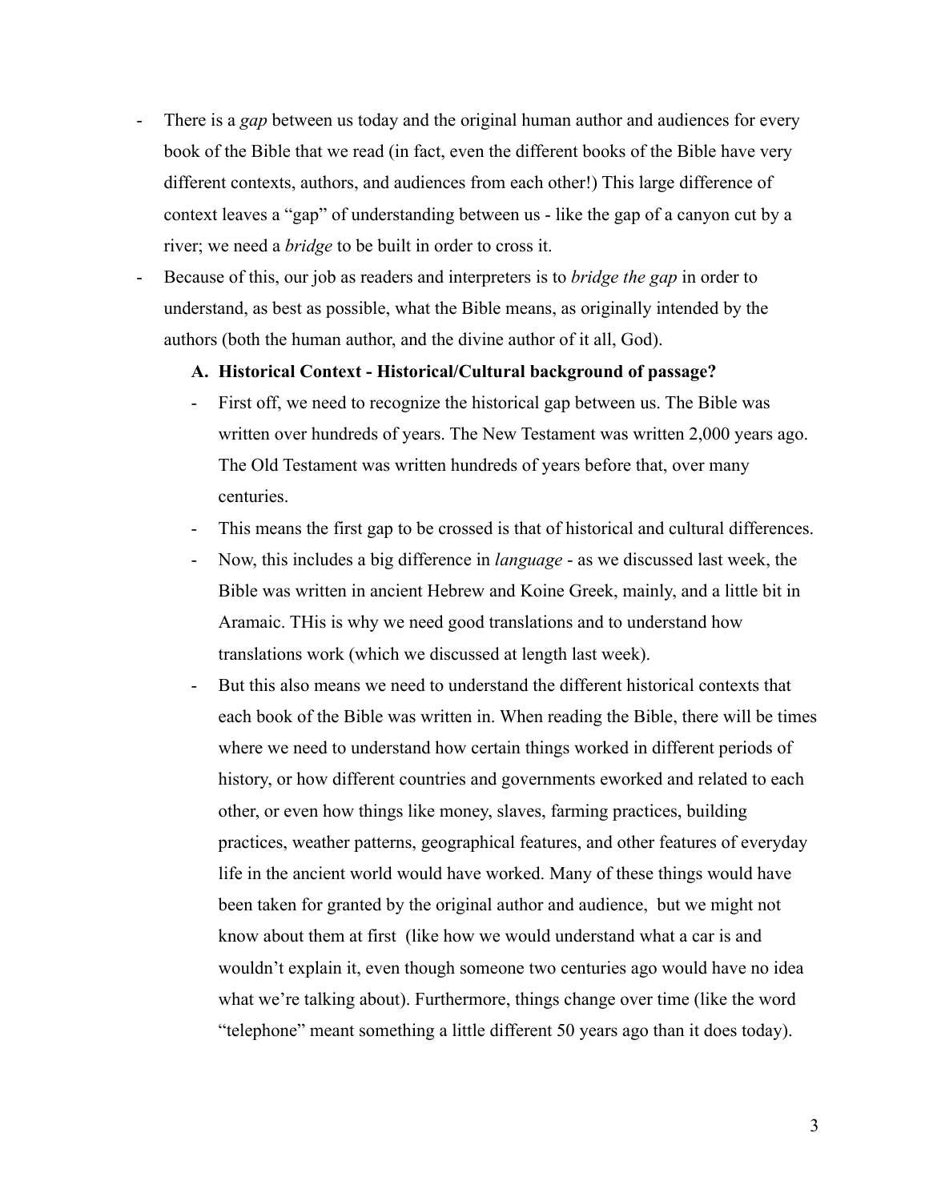- There is a *gap* between us today and the original human author and audiences for every book of the Bible that we read (in fact, even the different books of the Bible have very different contexts, authors, and audiences from each other!) This large difference of context leaves a "gap" of understanding between us - like the gap of a canyon cut by a river; we need a *bridge* to be built in order to cross it.
- Because of this, our job as readers and interpreters is to *bridge the gap* in order to understand, as best as possible, what the Bible means, as originally intended by the authors (both the human author, and the divine author of it all, God).

   **A. Historical Context - Historical/Cultural background of passage?**

   - First off, we need to recognize the historical gap between us. The Bible was written over hundreds of years. The New Testament was written 2,000 years ago. The Old Testament was written hundreds of years before that, over many centuries.
   - This means the first gap to be crossed is that of historical and cultural differences.
   - Now, this includes a big difference in *language* - as we discussed last week, the Bible was written in ancient Hebrew and Koine Greek, mainly, and a little bit in Aramaic. THis is why we need good translations and to understand how translations work (which we discussed at length last week).
   - But this also means we need to understand the different historical contexts that each book of the Bible was written in. When reading the Bible, there will be times where we need to understand how certain things worked in different periods of history, or how different countries and governments eworked and related to each other, or even how things like money, slaves, farming practices, building practices, weather patterns, geographical features, and other features of everyday life in the ancient world would have worked. Many of these things would have been taken for granted by the original author and audience, but we might not know about them at first (like how we would understand what a car is and wouldn't explain it, even though someone two centuries ago would have no idea what we're talking about). Furthermore, things change over time (like the word "telephone" meant something a little different 50 years ago than it does today).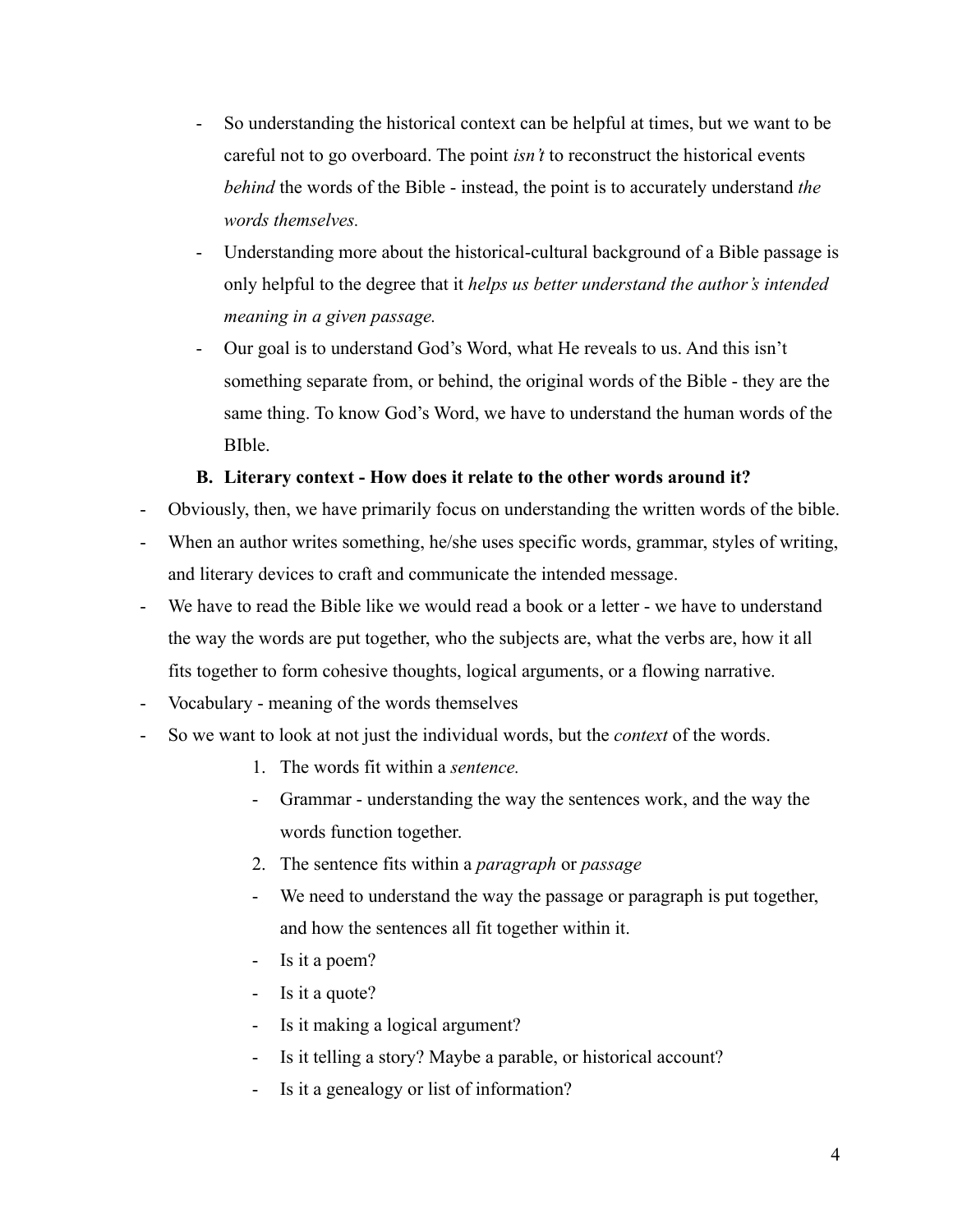- So understanding the historical context can be helpful at times, but we want to be careful not to go overboard. The point *isn't* to reconstruct the historical events *behind* the words of the Bible - instead, the point is to accurately understand *the words themselves.*
- Understanding more about the historical-cultural background of a Bible passage is only helpful to the degree that it *helps us better understand the author's intended meaning in a given passage.*
- Our goal is to understand God's Word, what He reveals to us. And this isn't something separate from, or behind, the original words of the Bible - they are the same thing. To know God's Word, we have to understand the human words of the BIble.

**B. Literary context - How does it relate to the other words around it?**

- Obviously, then, we have primarily focus on understanding the written words of the bible.
- When an author writes something, he/she uses specific words, grammar, styles of writing, and literary devices to craft and communicate the intended message.
- We have to read the Bible like we would read a book or a letter - we have to understand the way the words are put together, who the subjects are, what the verbs are, how it all fits together to form cohesive thoughts, logical arguments, or a flowing narrative.
- Vocabulary - meaning of the words themselves
- So we want to look at not just the individual words, but the *context* of the words.

1. The words fit within a *sentence.*
   - Grammar - understanding the way the sentences work, and the way the words function together.
2. The sentence fits within a *paragraph* or *passage*
   - We need to understand the way the passage or paragraph is put together, and how the sentences all fit together within it.
   - Is it a poem?
   - Is it a quote?
   - Is it making a logical argument?
   - Is it telling a story? Maybe a parable, or historical account?
   - Is it a genealogy or list of information?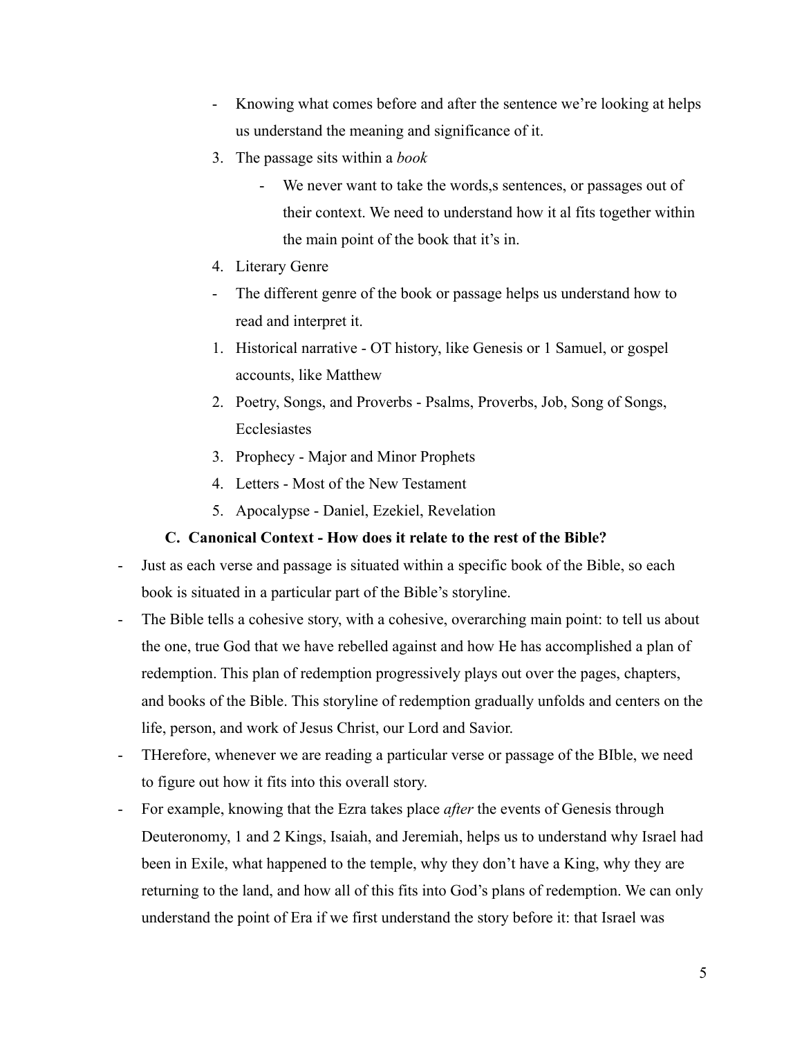- Knowing what comes before and after the sentence we're looking at helps us understand the meaning and significance of it.

3. The passage sits within a *book*
    - We never want to take the words,s sentences, or passages out of their context. We need to understand how it al fits together within the main point of the book that it's in.
4. Literary Genre

- The different genre of the book or passage helps us understand how to read and interpret it.

1. Historical narrative - OT history, like Genesis or 1 Samuel, or gospel accounts, like Matthew
2. Poetry, Songs, and Proverbs - Psalms, Proverbs, Job, Song of Songs, Ecclesiastes
3. Prophecy - Major and Minor Prophets
4. Letters - Most of the New Testament
5. Apocalypse - Daniel, Ezekiel, Revelation

### C. Canonical Context - How does it relate to the rest of the Bible?

- Just as each verse and passage is situated within a specific book of the Bible, so each book is situated in a particular part of the Bible's storyline.
- The Bible tells a cohesive story, with a cohesive, overarching main point: to tell us about the one, true God that we have rebelled against and how He has accomplished a plan of redemption. This plan of redemption progressively plays out over the pages, chapters, and books of the Bible. This storyline of redemption gradually unfolds and centers on the life, person, and work of Jesus Christ, our Lord and Savior.
- THerefore, whenever we are reading a particular verse or passage of the BIble, we need to figure out how it fits into this overall story.
- For example, knowing that the Ezra takes place *after* the events of Genesis through Deuteronomy, 1 and 2 Kings, Isaiah, and Jeremiah, helps us to understand why Israel had been in Exile, what happened to the temple, why they don't have a King, why they are returning to the land, and how all of this fits into God's plans of redemption. We can only understand the point of Era if we first understand the story before it: that Israel was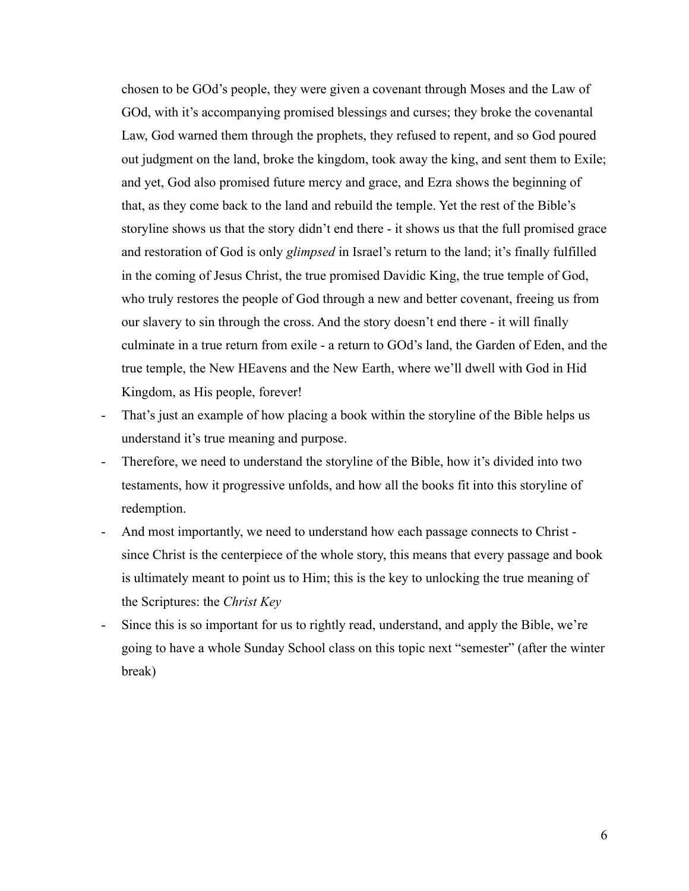chosen to be GOd's people, they were given a covenant through Moses and the Law of GOd, with it's accompanying promised blessings and curses; they broke the covenantal Law, God warned them through the prophets, they refused to repent, and so God poured out judgment on the land, broke the kingdom, took away the king, and sent them to Exile; and yet, God also promised future mercy and grace, and Ezra shows the beginning of that, as they come back to the land and rebuild the temple. Yet the rest of the Bible's storyline shows us that the story didn't end there - it shows us that the full promised grace and restoration of God is only *glimpsed* in Israel's return to the land; it's finally fulfilled in the coming of Jesus Christ, the true promised Davidic King, the true temple of God, who truly restores the people of God through a new and better covenant, freeing us from our slavery to sin through the cross. And the story doesn't end there - it will finally culminate in a true return from exile - a return to GOd's land, the Garden of Eden, and the true temple, the New HEavens and the New Earth, where we'll dwell with God in Hid Kingdom, as His people, forever!

- That's just an example of how placing a book within the storyline of the Bible helps us understand it's true meaning and purpose.
- Therefore, we need to understand the storyline of the Bible, how it's divided into two testaments, how it progressive unfolds, and how all the books fit into this storyline of redemption.
- And most importantly, we need to understand how each passage connects to Christ - since Christ is the centerpiece of the whole story, this means that every passage and book is ultimately meant to point us to Him; this is the key to unlocking the true meaning of the Scriptures: the *Christ Key*
- Since this is so important for us to rightly read, understand, and apply the Bible, we're going to have a whole Sunday School class on this topic next "semester" (after the winter break)